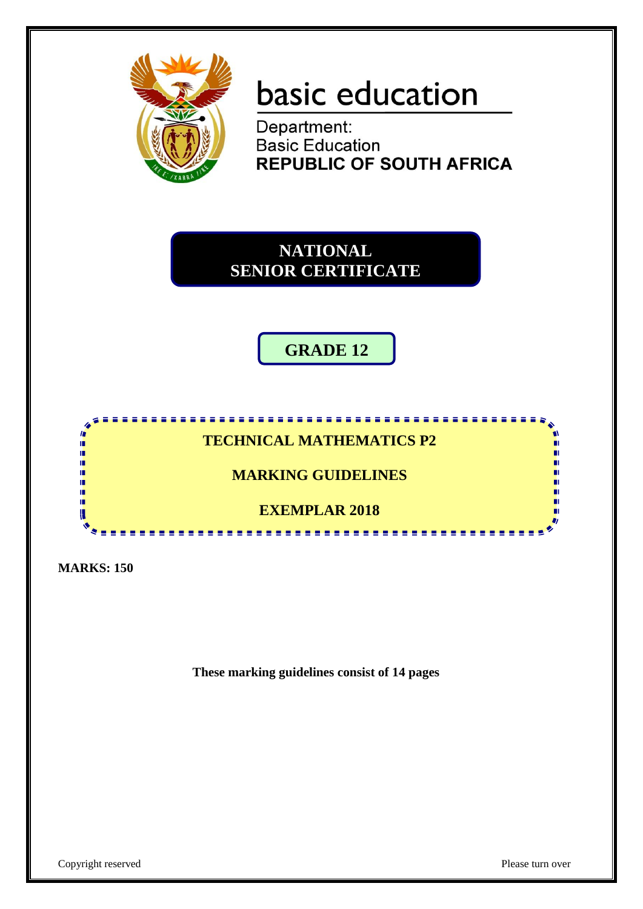basic education

Department:
Basic Education
**REPUBLIC OF SOUTH AFRICA**

# NATIONAL SENIOR CERTIFICATE

## GRADE 12

## TECHNICAL MATHEMATICS P2

## MARKING GUIDELINES

## EXEMPLAR 2018

**MARKS: 150**

**These marking guidelines consist of 14 pages**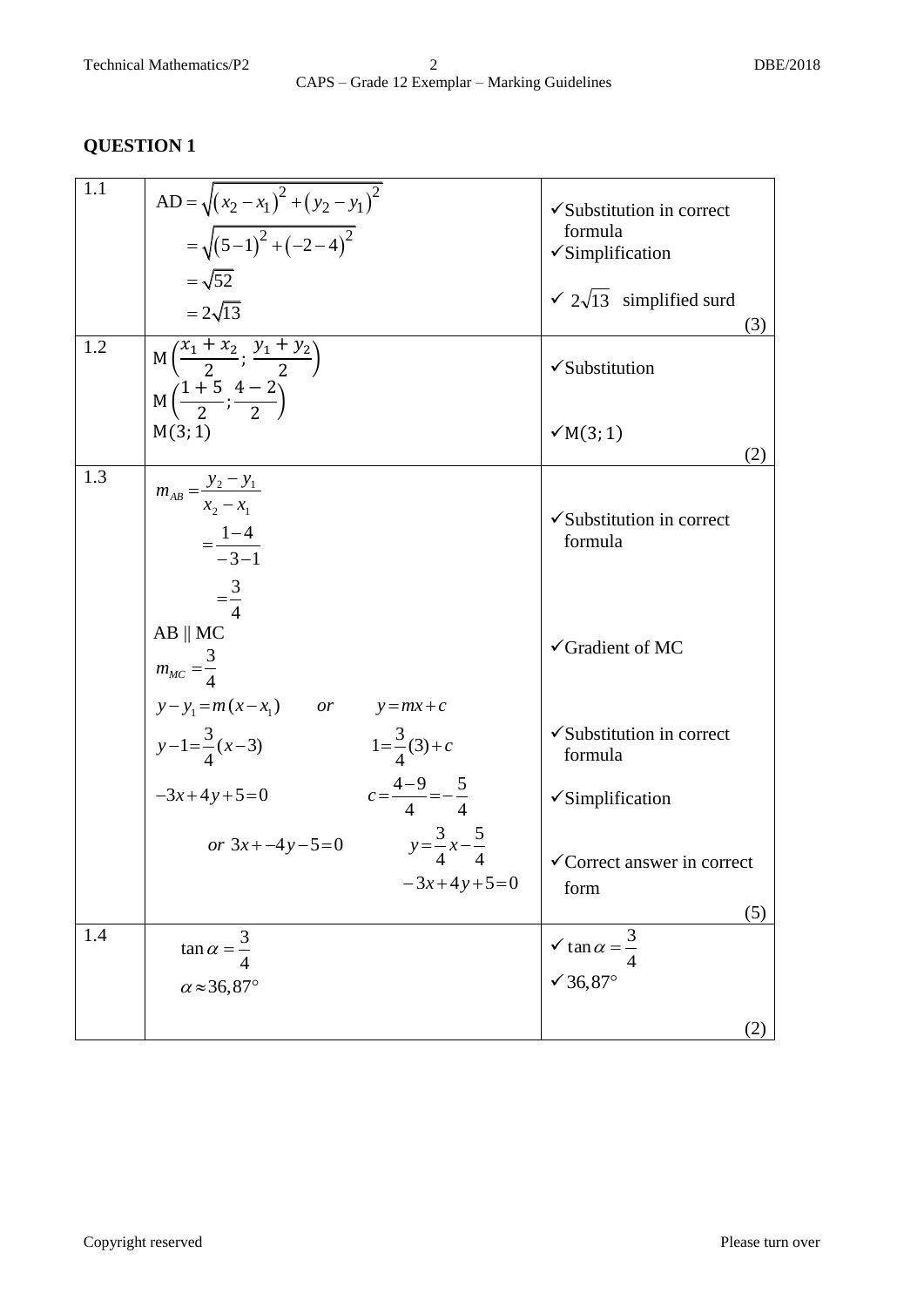## QUESTION 1

| | | |
|---|---|---|
| 1.1 | $AD = \sqrt{(x_2 - x_1)^2 + (y_2 - y_1)^2}$<br>$= \sqrt{(5-1)^2 + (-2-4)^2}$<br>$= \sqrt{52}$<br>$= 2\sqrt{13}$ | ✓Substitution in correct formula<br>✓Simplification<br><br>✓ $2\sqrt{13}$ simplified surd<br>(3) |
| 1.2 | $M\left(\frac{x_1 + x_2}{2}; \frac{y_1 + y_2}{2}\right)$<br>$M\left(\frac{1+5}{2}; \frac{4-2}{2}\right)$<br>$M(3; 1)$ | ✓Substitution<br><br>✓$M(3; 1)$<br>(2) |
| 1.3 | $m_{AB} = \frac{y_2 - y_1}{x_2 - x_1}$<br>$= \frac{1-4}{-3-1}$<br>$= \frac{3}{4}$<br>AB ∥ MC<br>$m_{MC} = \frac{3}{4}$<br>$y - y_1 = m(x - x_1)$ *or* $y = mx + c$<br>$y - 1 = \frac{3}{4}(x-3)$ &nbsp;&nbsp;&nbsp; $1 = \frac{3}{4}(3) + c$<br>$-3x + 4y + 5 = 0$ &nbsp;&nbsp;&nbsp; $c = \frac{4-9}{4} = -\frac{5}{4}$<br>*or* $3x + -4y - 5 = 0$ &nbsp;&nbsp;&nbsp; $y = \frac{3}{4}x - \frac{5}{4}$<br>$-3x + 4y + 5 = 0$ | ✓Substitution in correct formula<br><br>✓Gradient of MC<br><br>✓Substitution in correct formula<br>✓Simplification<br><br>✓Correct answer in correct form<br>(5) |
| 1.4 | $\tan\alpha = \frac{3}{4}$<br>$\alpha \approx 36,87°$ | ✓ $\tan\alpha = \frac{3}{4}$<br>✓ $36,87°$<br>(2) |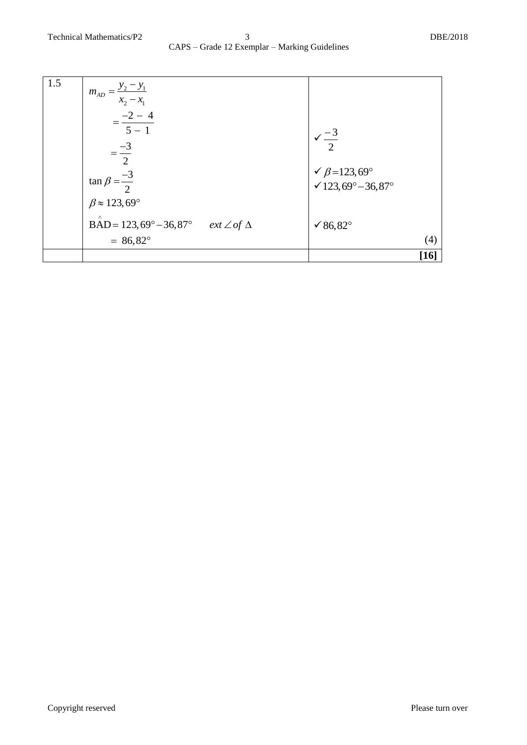| | | |
|---|---|---|
| 1.5 | $m_{AD} = \dfrac{y_2 - y_1}{x_2 - x_1}$ <br> $= \dfrac{-2 - 4}{5 - 1}$ <br> $= \dfrac{-3}{2}$ <br> $\tan \beta = \dfrac{-3}{2}$ <br> $\beta \approx 123,69°$ <br> $\hat{BAD} = 123,69° - 36,87°$ &nbsp;&nbsp; $ext \angle of \Delta$ <br> $= 86,82°$ | ✓ $\dfrac{-3}{2}$ <br> ✓ $\beta = 123,69°$ <br> ✓ $123,69° - 36,87°$ <br> ✓ $86,82°$ <br> (4) |
| | | **[16]** |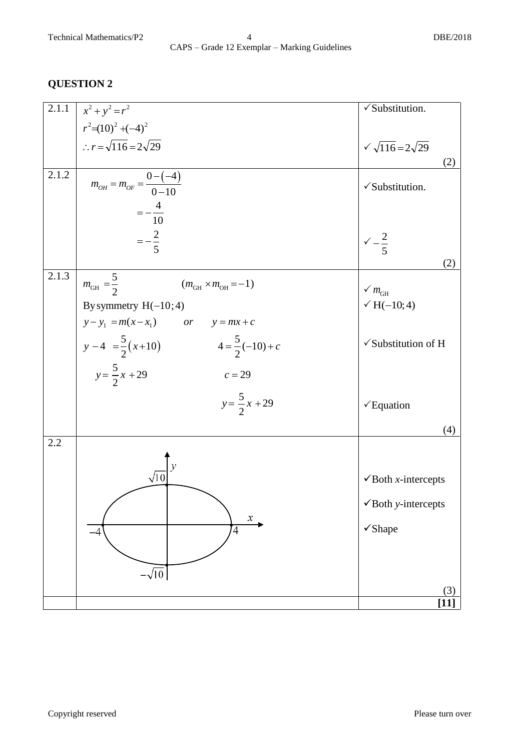## QUESTION 2

| | | |
|---|---|---|
| 2.1.1 | $x^2 + y^2 = r^2$<br>$r^2 = (10)^2 + (-4)^2$<br>$\therefore r = \sqrt{116} = 2\sqrt{29}$ | ✓Substitution.<br>✓ $\sqrt{116} = 2\sqrt{29}$<br>(2) |
| 2.1.2 | $m_{OH} = m_{OF} = \frac{0-(-4)}{0-10}$<br>$= -\frac{4}{10}$<br>$= -\frac{2}{5}$ | ✓Substitution.<br>✓ $-\frac{2}{5}$<br>(2) |
| 2.1.3 | $m_{GH} = \frac{5}{2}$ $\quad (m_{GH} \times m_{OH} = -1)$<br>By symmetry $H(-10;4)$<br>$y - y_1 = m(x - x_1)$ $\quad$ *or* $\quad y = mx + c$<br>$y - 4 = \frac{5}{2}(x + 10)$ $\quad 4 = \frac{5}{2}(-10) + c$<br>$y = \frac{5}{2}x + 29$ $\quad c = 29$<br>$y = \frac{5}{2}x + 29$ | ✓ $m_{GH}$<br>✓ $H(-10;4)$<br>✓Substitution of H<br>✓Equation<br>(4) |
| 2.2 | [Ellipse sketch with $x$-intercepts $-4$ and $4$, and $y$-intercepts $\sqrt{10}$ and $-\sqrt{10}$] | ✓Both $x$-intercepts<br>✓Both $y$-intercepts<br>✓Shape<br>(3) |
| | | **[11]** |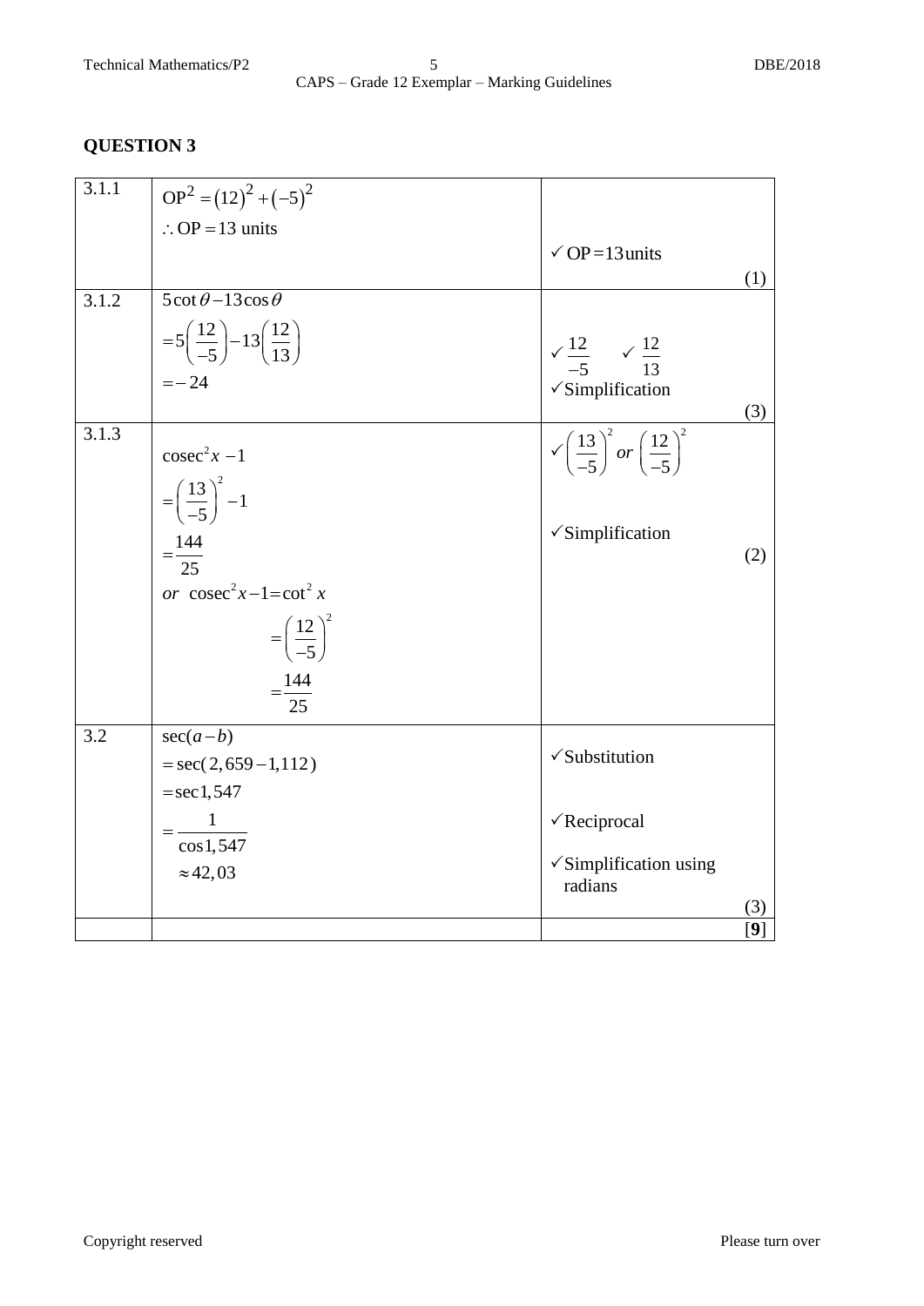# QUESTION 3

| | | |
|---|---|---|
| 3.1.1 | $OP^2 = (12)^2 + (-5)^2$<br>$\therefore OP = 13$ units | ✓ OP = 13 units<br>(1) |
| 3.1.2 | $5\cot\theta - 13\cos\theta$<br>$= 5\left(\frac{12}{-5}\right) - 13\left(\frac{12}{13}\right)$<br>$= -24$ | ✓ $\frac{12}{-5}$ ✓ $\frac{12}{13}$<br>✓ Simplification<br>(3) |
| 3.1.3 | $\text{cosec}^2 x - 1$<br>$= \left(\frac{13}{-5}\right)^2 - 1$<br>$= \frac{144}{25}$<br>*or* $\text{cosec}^2 x - 1 = \cot^2 x$<br>$= \left(\frac{12}{-5}\right)^2$<br>$= \frac{144}{25}$ | ✓ $\left(\frac{13}{-5}\right)^2$ *or* $\left(\frac{12}{-5}\right)^2$<br>✓ Simplification<br>(2) |
| 3.2 | $\sec(a - b)$<br>$= \sec(2,659 - 1,112)$<br>$= \sec 1,547$<br>$= \frac{1}{\cos 1,547}$<br>$\approx 42,03$ | ✓ Substitution<br>✓ Reciprocal<br>✓ Simplification using radians<br>(3) |
| | | **[9]** |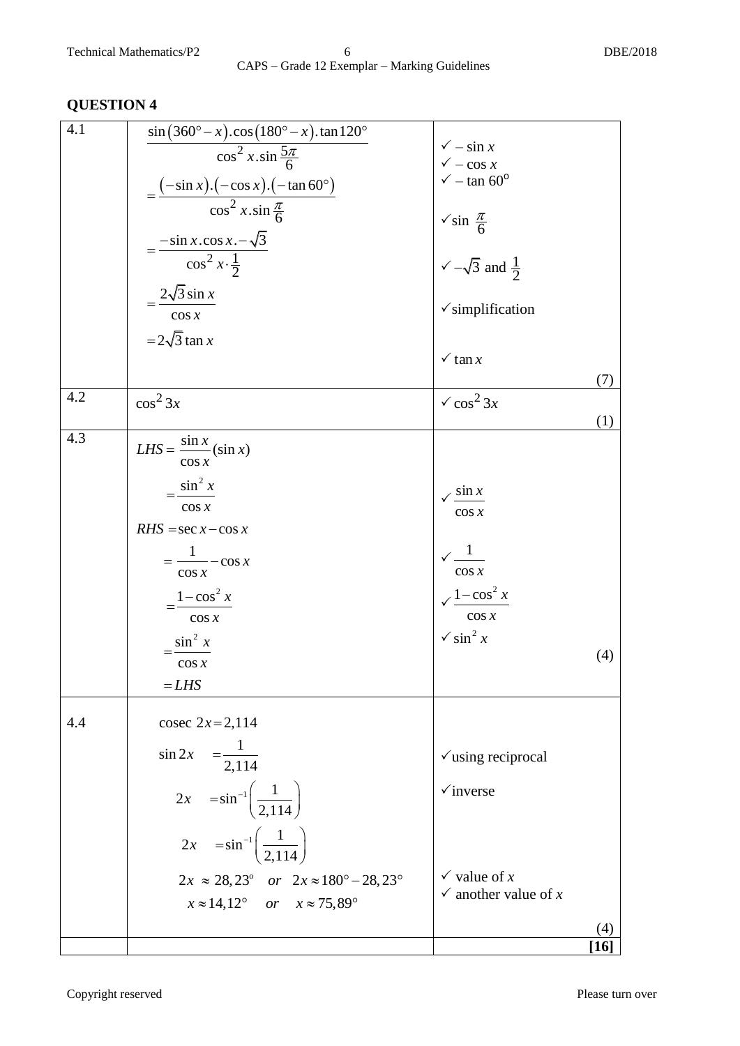## QUESTION 4

| | | |
|---|---|---|
| 4.1 | $\dfrac{\sin(360°-x).\cos(180°-x).\tan 120°}{\cos^2 x.\sin\frac{5\pi}{6}}$<br>$=\dfrac{(-\sin x).(-\cos x).(-\tan 60°)}{\cos^2 x.\sin\frac{\pi}{6}}$<br>$=\dfrac{-\sin x.\cos x.-\sqrt{3}}{\cos^2 x\cdot\frac{1}{2}}$<br>$=\dfrac{2\sqrt{3}\sin x}{\cos x}$<br>$=2\sqrt{3}\tan x$ | ✓ $-\sin x$<br>✓ $-\cos x$<br>✓ $-\tan 60°$<br>✓$\sin\frac{\pi}{6}$<br>✓ $-\sqrt{3}$ and $\frac{1}{2}$<br>✓simplification<br>✓ $\tan x$<br>(7) |
| 4.2 | $\cos^2 3x$ | ✓ $\cos^2 3x$<br>(1) |
| 4.3 | $LHS=\dfrac{\sin x}{\cos x}(\sin x)$<br>$=\dfrac{\sin^2 x}{\cos x}$<br>$RHS=\sec x-\cos x$<br>$=\dfrac{1}{\cos x}-\cos x$<br>$=\dfrac{1-\cos^2 x}{\cos x}$<br>$=\dfrac{\sin^2 x}{\cos x}$<br>$=LHS$ | ✓ $\dfrac{\sin x}{\cos x}$<br>✓ $\dfrac{1}{\cos x}$<br>✓ $\dfrac{1-\cos^2 x}{\cos x}$<br>✓ $\sin^2 x$<br>(4) |
| 4.4 | $\text{cosec } 2x=2{,}114$<br>$\sin 2x=\dfrac{1}{2{,}114}$<br>$2x=\sin^{-1}\left(\dfrac{1}{2{,}114}\right)$<br>$2x=\sin^{-1}\left(\dfrac{1}{2{,}114}\right)$<br>$2x\approx 28{,}23°\quad or\quad 2x\approx 180°-28{,}23°$<br>$x\approx 14{,}12°\quad or\quad x\approx 75{,}89°$ | ✓using reciprocal<br>✓inverse<br>✓ value of $x$<br>✓ another value of $x$<br>(4) |
| | | **[16]** |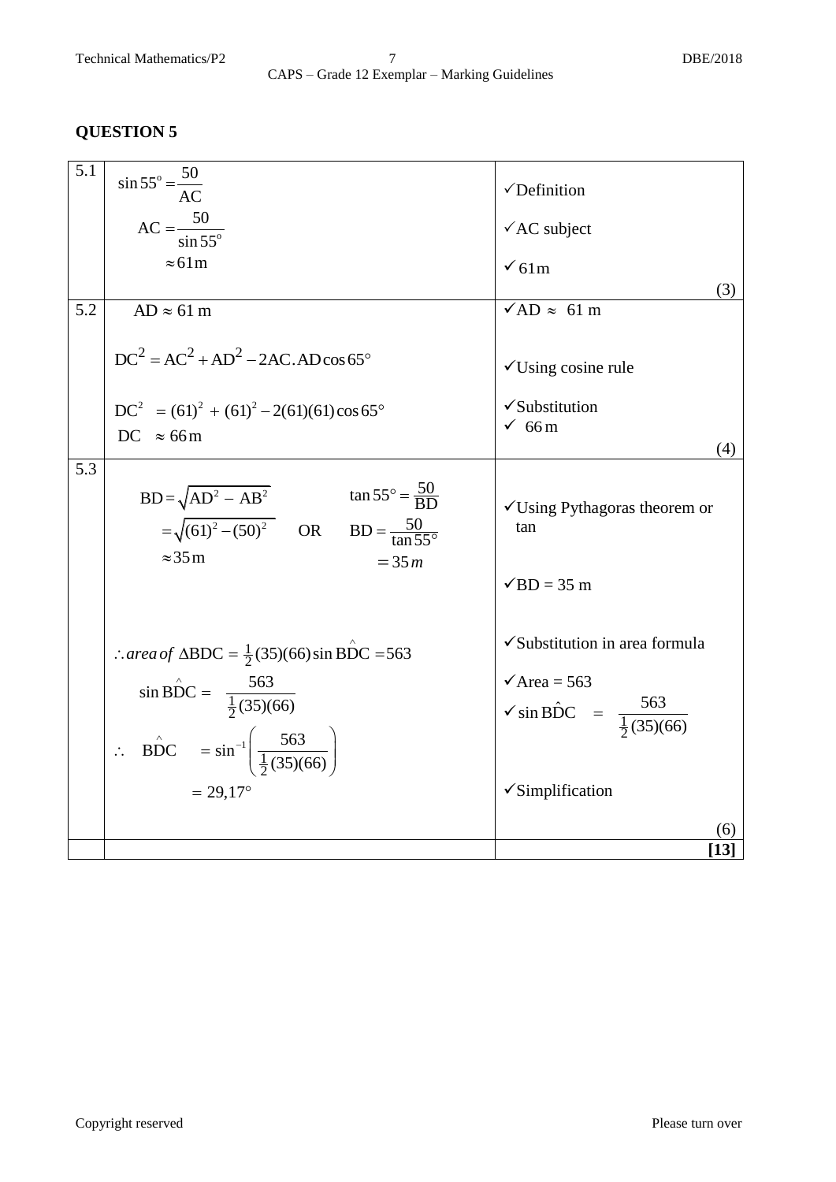## QUESTION 5

| | | |
|---|---|---|
| 5.1 | $\sin 55^\circ = \frac{50}{\text{AC}}$ <br> $\text{AC} = \frac{50}{\sin 55^\circ}$ <br> $\approx 61\text{m}$ | ✓Definition <br> ✓AC subject <br> ✓61m <br> (3) |
| 5.2 | $\text{AD} \approx 61 \text{ m}$ <br> $\text{DC}^2 = \text{AC}^2 + \text{AD}^2 - 2\text{AC.AD}\cos 65^\circ$ <br> $\text{DC}^2 = (61)^2 + (61)^2 - 2(61)(61)\cos 65^\circ$ <br> $\text{DC} \approx 66\text{m}$ | ✓AD ≈ 61 m <br> ✓Using cosine rule <br> ✓Substitution <br> ✓ 66m <br> (4) |
| 5.3 | $\text{BD} = \sqrt{\text{AD}^2 - \text{AB}^2}$ <br> $= \sqrt{(61)^2 - (50)^2}$ OR $\tan 55^\circ = \frac{50}{\text{BD}}$ <br> $\approx 35\text{m}$ $\quad \text{BD} = \frac{50}{\tan 55^\circ}$ <br> $= 35m$ <br> $\therefore area\ of\ \Delta\text{BDC} = \frac{1}{2}(35)(66)\sin \hat{\text{BDC}} = 563$ <br> $\sin \hat{\text{BDC}} = \frac{563}{\frac{1}{2}(35)(66)}$ <br> $\therefore \quad \hat{\text{BDC}} = \sin^{-1}\left(\frac{563}{\frac{1}{2}(35)(66)}\right)$ <br> $= 29{,}17^\circ$ | ✓Using Pythagoras theorem or tan <br> ✓BD = 35 m <br> ✓Substitution in area formula <br> ✓Area = 563 <br> ✓ $\sin \hat{\text{BDC}} = \frac{563}{\frac{1}{2}(35)(66)}$ <br> ✓Simplification <br> (6) |
| | | **[13]** |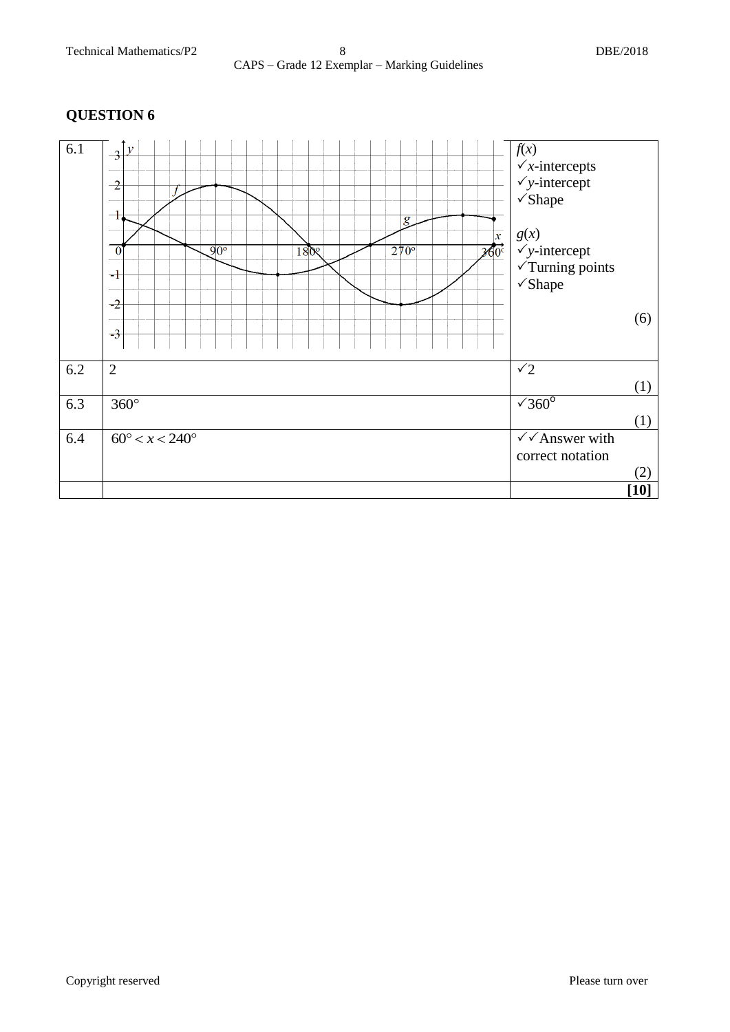## QUESTION 6

| | | |
|---|---|---|
| 6.1 | | $f(x)$<br>✓$x$-intercepts<br>✓$y$-intercept<br>✓Shape<br><br>$g(x)$<br>✓$y$-intercept<br>✓Turning points<br>✓Shape<br>(6) |
| 6.2 | 2 | ✓2<br>(1) |
| 6.3 | $360°$ | ✓$360°$<br>(1) |
| 6.4 | $60° < x < 240°$ | ✓✓Answer with correct notation<br>(2) |
| | | **[10]** |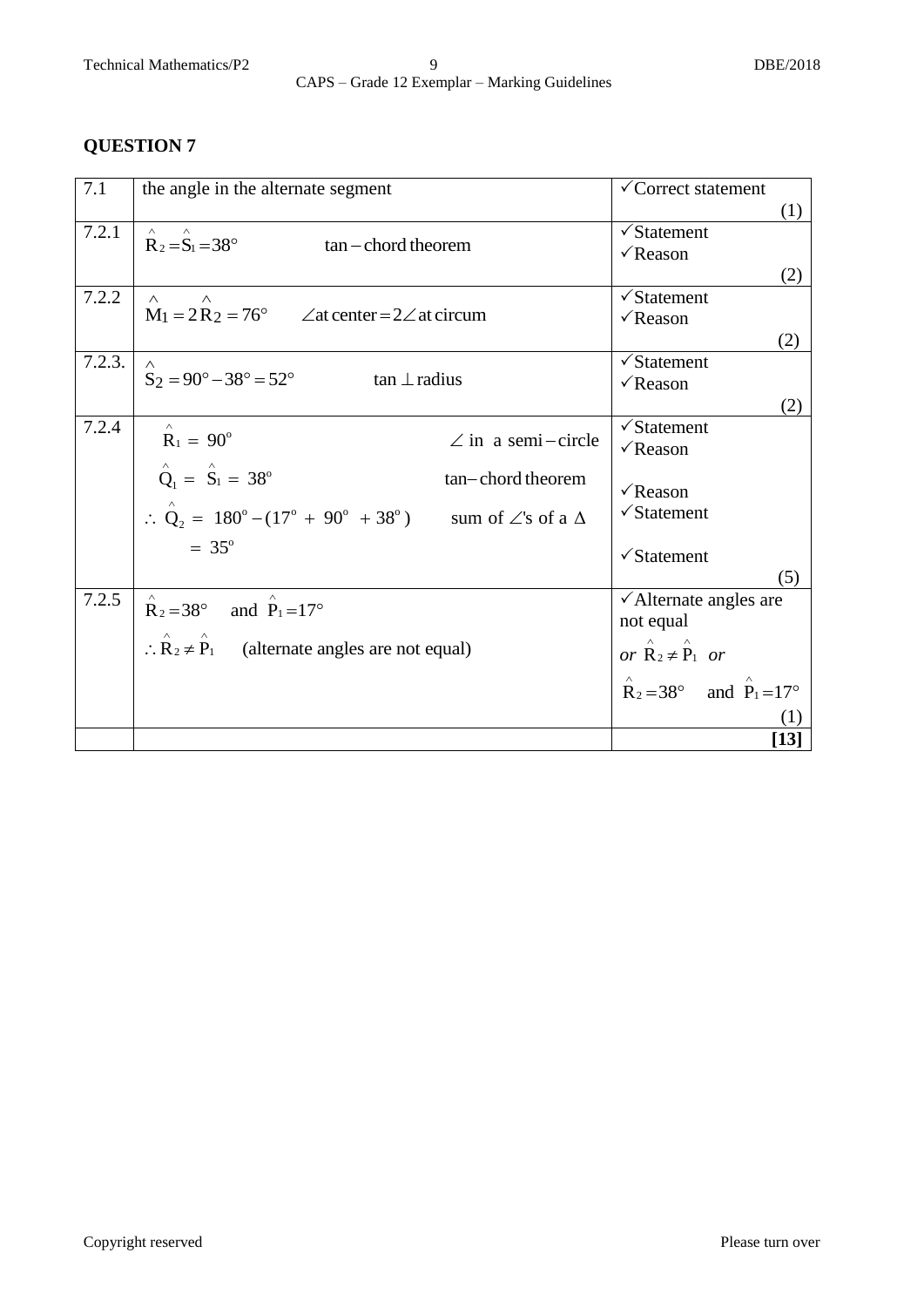## QUESTION 7

| | | |
|---|---|---|
| 7.1 | the angle in the alternate segment | ✓Correct statement (1) |
| 7.2.1 | $\hat{R}_2 = \hat{S}_1 = 38°$ tan – chord theorem | ✓Statement<br>✓Reason (2) |
| 7.2.2 | $\hat{M}_1 = 2\hat{R}_2 = 76°$ $\angle$at center = $2\angle$ at circum | ✓Statement<br>✓Reason (2) |
| 7.2.3. | $\hat{S}_2 = 90° - 38° = 52°$ tan $\perp$ radius | ✓Statement<br>✓Reason (2) |
| 7.2.4 | $\hat{R}_1 = 90°$ $\angle$ in a semi – circle<br>$\hat{Q}_1 = \hat{S}_1 = 38°$ tan– chord theorem<br>$\therefore \hat{Q}_2 = 180° - (17° + 90° + 38°)$ sum of $\angle$'s of a $\Delta$<br>$= 35°$ | ✓Statement<br>✓Reason<br>✓Reason<br>✓Statement<br>✓Statement (5) |
| 7.2.5 | $\hat{R}_2 = 38°$ and $\hat{P}_1 = 17°$<br>$\therefore \hat{R}_2 \neq \hat{P}_1$ (alternate angles are not equal) | ✓Alternate angles are not equal<br>*or* $\hat{R}_2 \neq \hat{P}_1$ *or*<br>$\hat{R}_2 = 38°$ and $\hat{P}_1 = 17°$ (1) |
| | | **[13]** |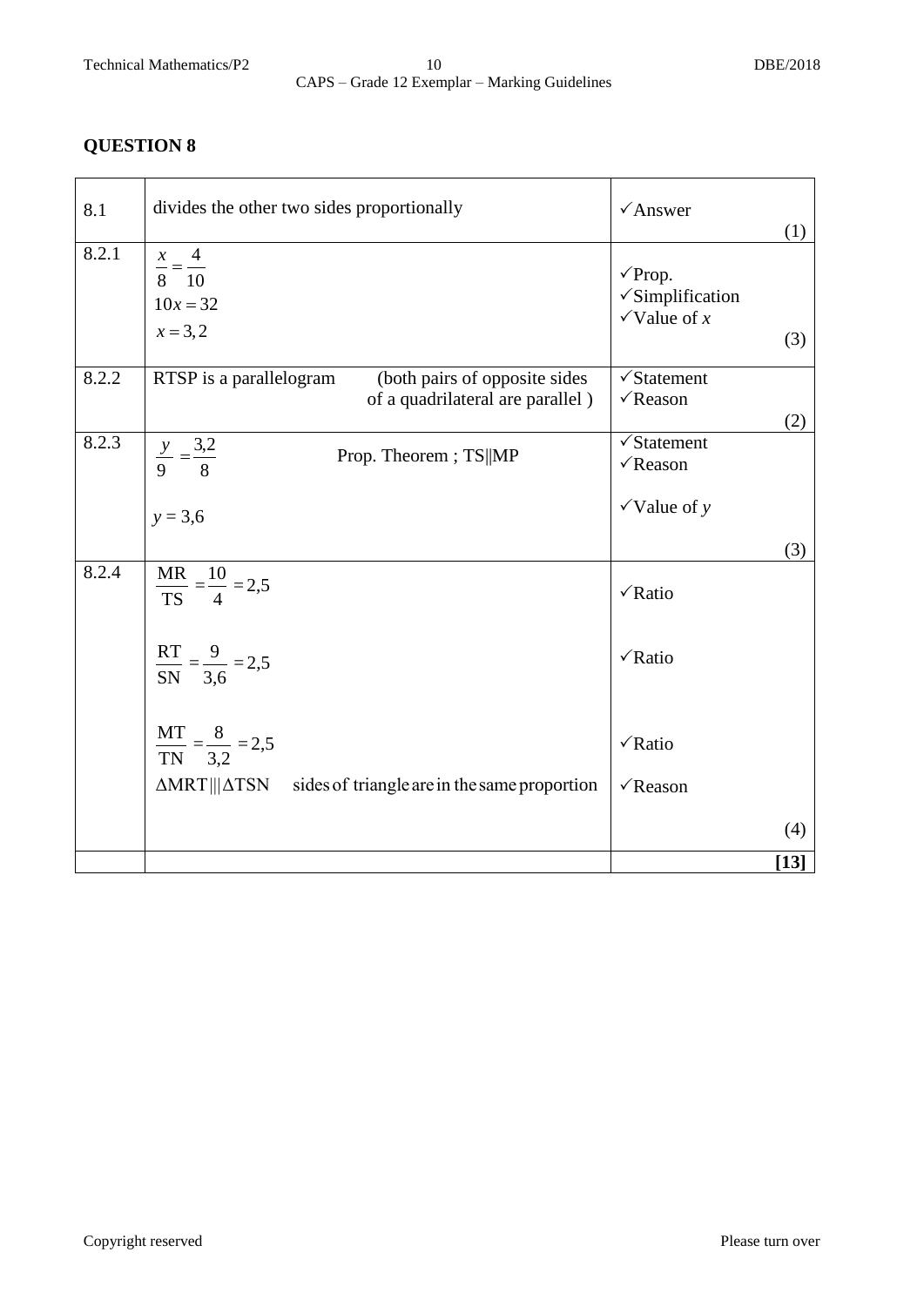## QUESTION 8

| | | |
|---|---|---|
| 8.1 | divides the other two sides proportionally | ✓Answer (1) |
| 8.2.1 | $\frac{x}{8} = \frac{4}{10}$ <br> $10x = 32$ <br> $x = 3,2$ | ✓Prop. <br> ✓Simplification <br> ✓Value of $x$ (3) |
| 8.2.2 | RTSP is a parallelogram (both pairs of opposite sides of a quadrilateral are parallel ) | ✓Statement <br> ✓Reason (2) |
| 8.2.3 | $\frac{y}{9} = \frac{3,2}{8}$ Prop. Theorem ; TS‖MP <br> $y = 3,6$ | ✓Statement <br> ✓Reason <br> ✓Value of $y$ (3) |
| 8.2.4 | $\frac{\text{MR}}{\text{TS}} = \frac{10}{4} = 2,5$ <br> $\frac{\text{RT}}{\text{SN}} = \frac{9}{3,6} = 2,5$ <br> $\frac{\text{MT}}{\text{TN}} = \frac{8}{3,2} = 2,5$ <br> $\Delta\text{MRT} \mid\mid\mid \Delta\text{TSN}$ sides of triangle are in the same proportion | ✓Ratio <br> ✓Ratio <br> ✓Ratio <br> ✓Reason (4) |
| | | **[13]** |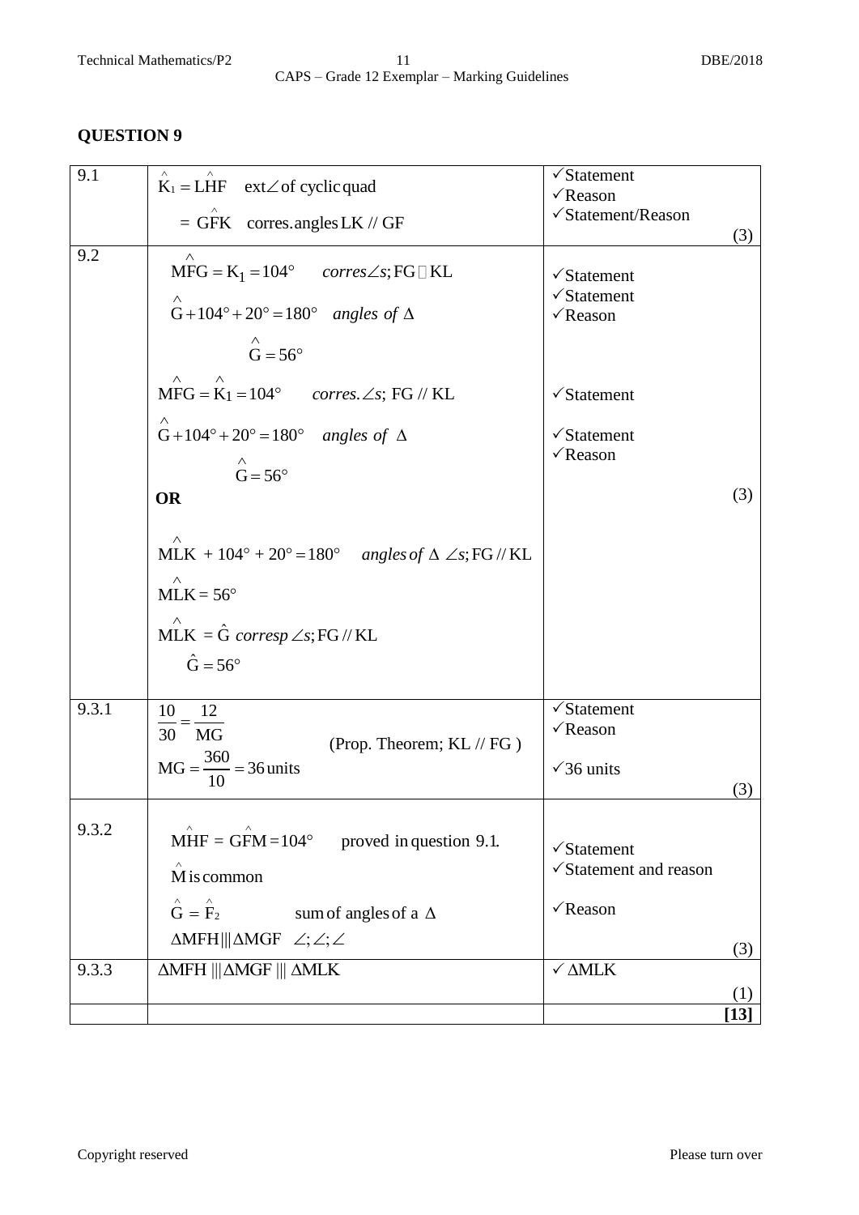## QUESTION 9

| | | |
|---|---|---|
| 9.1 | $\hat{K}_1 = L\hat{H}F$  ext∠ of cyclic quad<br>$= G\hat{F}K$  corres. angles LK // GF | ✓Statement<br>✓Reason<br>✓Statement/Reason<br>(3) |
| 9.2 | $M\hat{F}G = K_1 = 104°$  *corres∠s*; FG ∥ KL<br>$\hat{G} + 104° + 20° = 180°$  *angles of* Δ<br>$\hat{G} = 56°$<br>$M\hat{F}G = \hat{K}_1 = 104°$  *corres.∠s*; FG // KL<br>$\hat{G} + 104° + 20° = 180°$  *angles of* Δ<br>$\hat{G} = 56°$<br>**OR**<br>$M\hat{L}K + 104° + 20° = 180°$  *angles of* Δ *∠s*; FG // KL<br>$M\hat{L}K = 56°$<br>$M\hat{L}K = \hat{G}$ *corresp ∠s*; FG // KL<br>$\hat{G} = 56°$ | ✓Statement<br>✓Statement<br>✓Reason<br>✓Statement<br>✓Statement<br>✓Reason<br>(3) |
| 9.3.1 | $\dfrac{10}{30} = \dfrac{12}{MG}$  (Prop. Theorem; KL // FG )<br>$MG = \dfrac{360}{10} = 36$ units | ✓Statement<br>✓Reason<br>✓36 units<br>(3) |
| 9.3.2 | $M\hat{H}F = G\hat{F}M = 104°$  proved in question 9.1.<br>$\hat{M}$ is common<br>$\hat{G} = \hat{F}_2$  sum of angles of a Δ<br>ΔMFH \|\|\| ΔMGF  ∠; ∠; ∠ | ✓Statement<br>✓Statement and reason<br>✓Reason<br>(3) |
| 9.3.3 | ΔMFH \|\|\| ΔMGF \|\|\| ΔMLK | ✓ ΔMLK<br>(1) |
| | | **[13]** |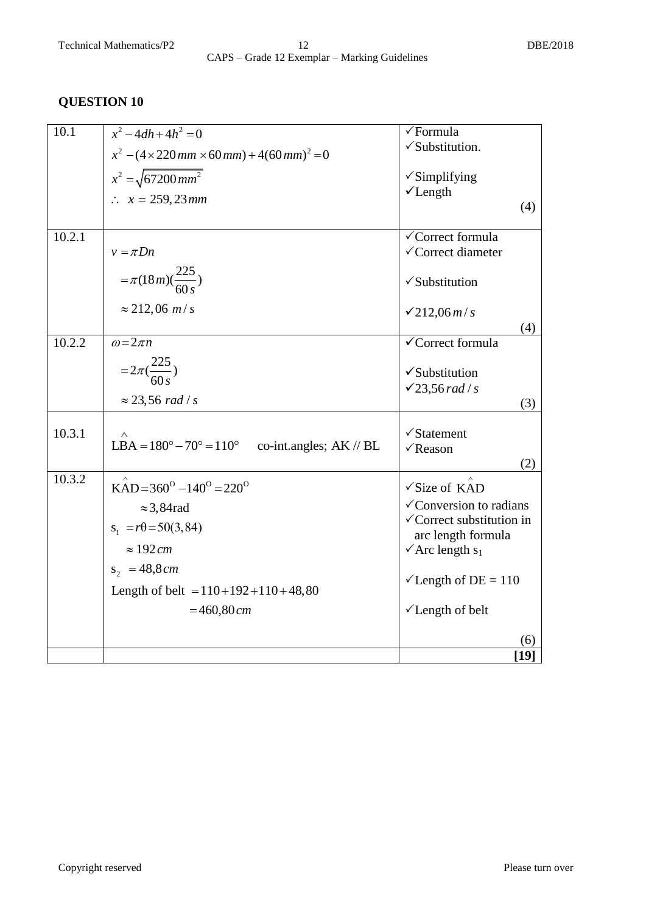## QUESTION 10

| | | |
|---|---|---|
| 10.1 | $x^2 - 4dh + 4h^2 = 0$<br>$x^2 - (4 \times 220\,mm \times 60\,mm) + 4(60\,mm)^2 = 0$<br>$x^2 = \sqrt{67200\,mm^2}$<br>$\therefore\ x = 259,23\,mm$ | ✓Formula<br>✓Substitution.<br>✓Simplifying<br>✓Length<br>(4) |
| 10.2.1 | $v = \pi Dn$<br>$= \pi(18\,m)(\frac{225}{60\,s})$<br>$\approx 212,06\ m/s$ | ✓Correct formula<br>✓Correct diameter<br>✓Substitution<br>✓$212,06\,m/s$<br>(4) |
| 10.2.2 | $\omega = 2\pi n$<br>$= 2\pi(\frac{225}{60\,s})$<br>$\approx 23,56\ rad/s$ | ✓Correct formula<br>✓Substitution<br>✓$23,56\,rad/s$<br>(3) |
| 10.3.1 | $L\hat{B}A = 180° - 70° = 110°$ co-int.angles; AK // BL | ✓Statement<br>✓Reason<br>(2) |
| 10.3.2 | $K\hat{A}D = 360^{O} - 140^{O} = 220^{O}$<br>$\approx 3,84\text{rad}$<br>$s_1 = r\theta = 50(3,84)$<br>$\approx 192\,cm$<br>$s_2 = 48,8\,cm$<br>Length of belt $= 110 + 192 + 110 + 48,80$<br>$= 460,80\,cm$ | ✓Size of $K\hat{A}D$<br>✓Conversion to radians<br>✓Correct substitution in arc length formula<br>✓Arc length $s_1$<br>✓Length of DE = 110<br>✓Length of belt<br>(6) |
| | | **[19]** |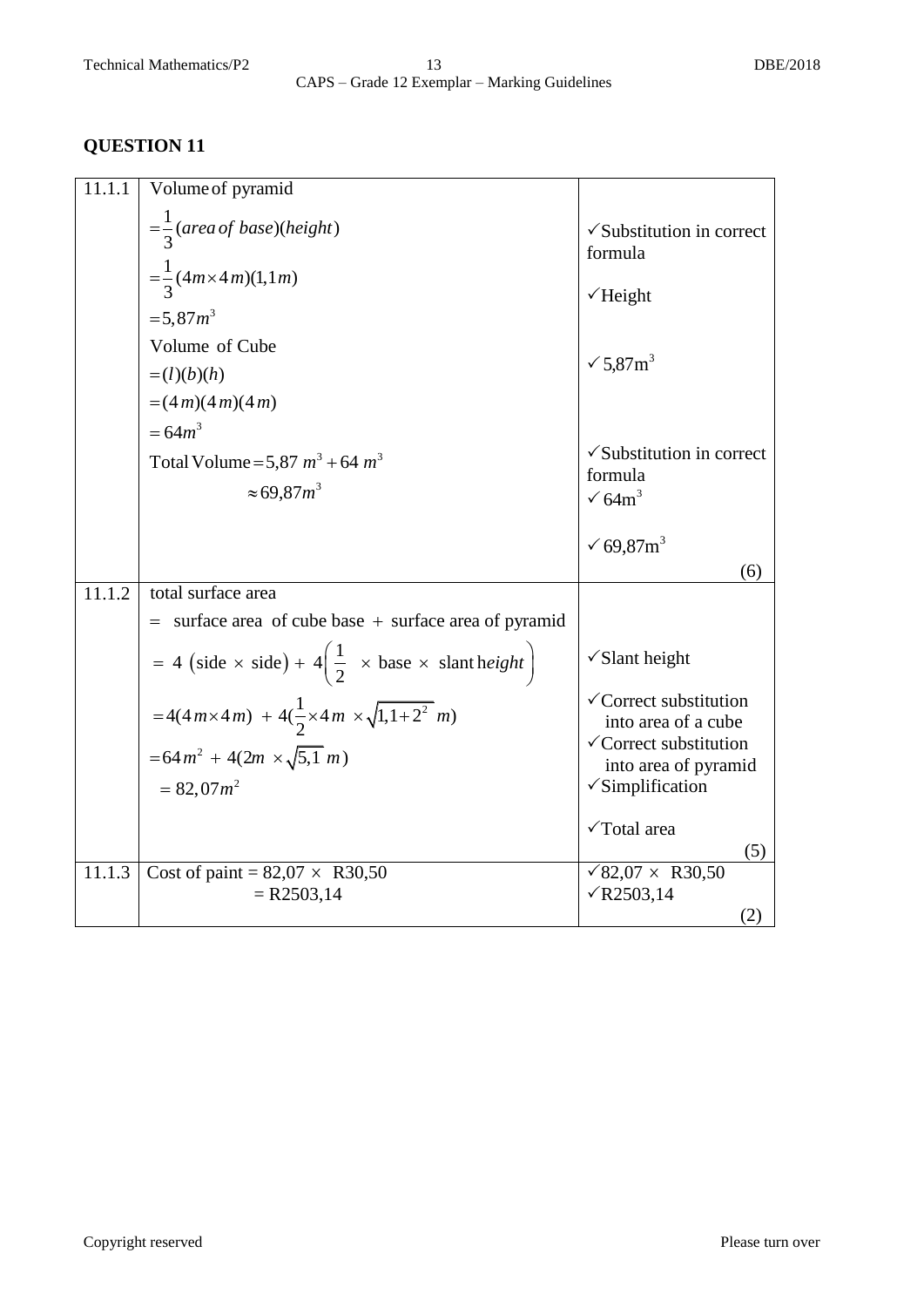## QUESTION 11

| | | |
|---|---|---|
| 11.1.1 | Volume of pyramid <br> $=\frac{1}{3}(area\ of\ base)(height)$ <br> $=\frac{1}{3}(4m\times 4m)(1,1m)$ <br> $=5,87m^3$ <br> Volume of Cube <br> $=(l)(b)(h)$ <br> $=(4m)(4m)(4m)$ <br> $=64m^3$ <br> Total Volume $=5,87\ m^3+64\ m^3$ <br> $\approx 69,87m^3$ | ✓Substitution in correct formula <br> ✓Height <br> ✓ $5,87m^3$ <br> ✓Substitution in correct formula <br> ✓ $64m^3$ <br> ✓ $69,87m^3$ <br> (6) |
| 11.1.2 | total surface area <br> $=$ surface area of cube base $+$ surface area of pyramid <br> $=4\ (\text{side}\times\text{side})+4\left(\frac{1}{2}\ \times\text{base}\times\ \text{slant height}\right)$ <br> $=4(4m\times 4m)\ +4(\frac{1}{2}\times 4m\ \times\sqrt{1,1+2^2}\ m)$ <br> $=64m^2\ +4(2m\ \times\sqrt{5,1}\ m)$ <br> $=82,07m^2$ | ✓Slant height <br> ✓Correct substitution into area of a cube <br> ✓Correct substitution into area of pyramid <br> ✓Simplification <br> ✓Total area <br> (5) |
| 11.1.3 | Cost of paint = 82,07 × R30,50 <br> = R2503,14 | ✓82,07 × R30,50 <br> ✓R2503,14 <br> (2) |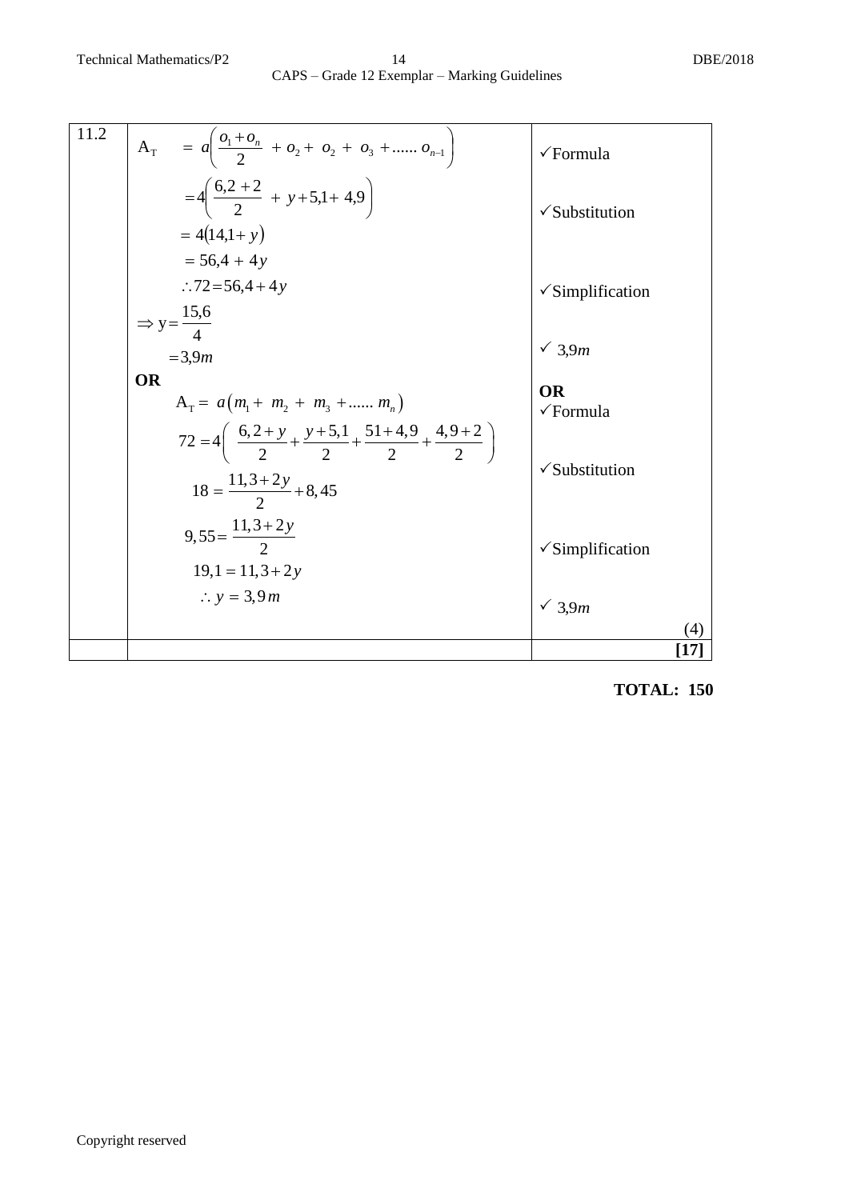| | | |
|---|---|---|
| 11.2 | $A_T = a\left(\frac{o_1+o_n}{2} + o_2 + o_2 + o_3 + ...... o_{n-1}\right)$ | ✓Formula |
| | $=4\left(\frac{6,2+2}{2} + y + 5,1 + 4,9\right)$ | ✓Substitution |
| | $= 4(14,1 + y)$ | |
| | $= 56,4 + 4y$ | |
| | $\therefore 72 = 56,4 + 4y$ | ✓Simplification |
| | $\Rightarrow y = \frac{15,6}{4}$ | |
| | $= 3,9m$ | ✓ $3,9m$ |
| | **OR** | **OR** |
| | $A_T = a(m_1 + m_2 + m_3 + ...... m_n)$ | ✓Formula |
| | $72 = 4\left(\frac{6,2+y}{2} + \frac{y+5,1}{2} + \frac{51+4,9}{2} + \frac{4,9+2}{2}\right)$ | ✓Substitution |
| | $18 = \frac{11,3+2y}{2} + 8,45$ | |
| | $9,55 = \frac{11,3+2y}{2}$ | ✓Simplification |
| | $19,1 = 11,3 + 2y$ | |
| | $\therefore y = 3,9\,m$ | ✓ $3,9m$ |
| | | (4) |
| | | **[17]** |

**TOTAL: 150**